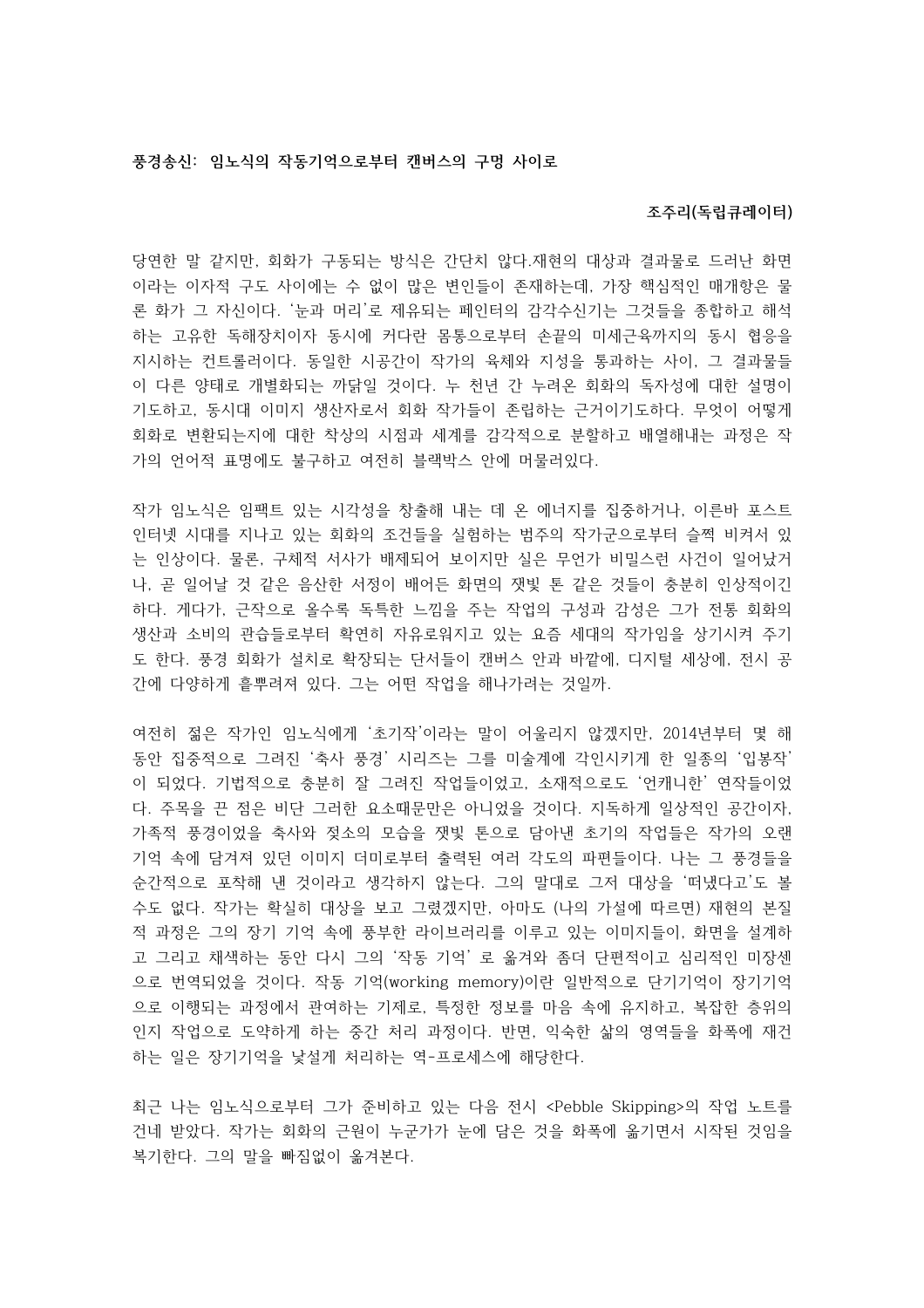**풍경송신: 임노식의 작동기억으로부터 캔버스의 구멍 사이로**

**조주리(독립큐레이터)**

당연한 말 같지만, 회화가 구동되는 방식은 간단치 않다.재현의 대상과 결과물로 드러난 화면이라는 이자적 구도 사이에는 수 없이 많은 변인들이 존재하는데, 가장 핵심적인 매개항은 물론 화가 그 자신이다. '눈과 머리'로 제유되는 페인터의 감각수신기는 그것들을 종합하고 해석하는 고유한 독해장치이자 동시에 커다란 몸통으로부터 손끝의 미세근육까지의 동시 협응을 지시하는 컨트롤러이다. 동일한 시공간이 작가의 육체와 지성을 통과하는 사이, 그 결과물들이 다른 양태로 개별화되는 까닭일 것이다. 누 천년 간 누려온 회화의 독자성에 대한 설명이 기도하고, 동시대 이미지 생산자로서 회화 작가들이 존립하는 근거이기도하다. 무엇이 어떻게 회화로 변환되는지에 대한 착상의 시점과 세계를 감각적으로 분할하고 배열해내는 과정은 작가의 언어적 표명에도 불구하고 여전히 블랙박스 안에 머물러있다.

작가 임노식은 임팩트 있는 시각성을 창출해 내는 데 온 에너지를 집중하거나, 이른바 포스트 인터넷 시대를 지나고 있는 회화의 조건들을 실험하는 범주의 작가군으로부터 슬쩍 비켜서 있는 인상이다. 물론, 구체적 서사가 배제되어 보이지만 실은 무언가 비밀스런 사건이 일어났거나, 곧 일어날 것 같은 음산한 서정이 배어든 화면의 잿빛 톤 같은 것들이 충분히 인상적이긴 하다. 게다가, 근작으로 올수록 독특한 느낌을 주는 작업의 구성과 감성은 그가 전통 회화의 생산과 소비의 관습들로부터 확연히 자유로워지고 있는 요즘 세대의 작가임을 상기시켜 주기도 한다. 풍경 회화가 설치로 확장되는 단서들이 캔버스 안과 바깥에, 디지털 세상에, 전시 공간에 다양하게 흩뿌려져 있다. 그는 어떤 작업을 해나가려는 것일까.

여전히 젊은 작가인 임노식에게 '초기작'이라는 말이 어울리지 않겠지만, 2014년부터 몇 해 동안 집중적으로 그려진 '축사 풍경' 시리즈는 그를 미술계에 각인시키게 한 일종의 '입봉작'이 되었다. 기법적으로 충분히 잘 그려진 작업들이었고, 소재적으로도 '언캐니한' 연작들이었다. 주목을 끈 점은 비단 그러한 요소때문만은 아니었을 것이다. 지독하게 일상적인 공간이자, 가족적 풍경이었을 축사와 젖소의 모습을 잿빛 톤으로 담아낸 초기의 작업들은 작가의 오랜 기억 속에 담겨져 있던 이미지 더미로부터 출력된 여러 각도의 파편들이다. 나는 그 풍경들을 순간적으로 포착해 낸 것이라고 생각하지 않는다. 그의 말대로 그저 대상을 '떠냈다고'도 볼 수도 없다. 작가는 확실히 대상을 보고 그렸겠지만, 아마도 (나의 가설에 따르면) 재현의 본질적 과정은 그의 장기 기억 속에 풍부한 라이브러리를 이루고 있는 이미지들이, 화면을 설계하고 그리고 채색하는 동안 다시 그의 '작동 기억' 로 옮겨와 좀더 단편적이고 심리적인 미장센으로 번역되었을 것이다. 작동 기억(working memory)이란 일반적으로 단기기억이 장기기억으로 이행되는 과정에서 관여하는 기제로, 특정한 정보를 마음 속에 유지하고, 복잡한 층위의 인지 작업으로 도약하게 하는 중간 처리 과정이다. 반면, 익숙한 삶의 영역들을 화폭에 재건하는 일은 장기기억을 낯설게 처리하는 역-프로세스에 해당한다.

최근 나는 임노식으로부터 그가 준비하고 있는 다음 전시 <Pebble Skipping>의 작업 노트를 건네 받았다. 작가는 회화의 근원이 누군가가 눈에 담은 것을 화폭에 옮기면서 시작된 것임을 복기한다. 그의 말을 빠짐없이 옮겨본다.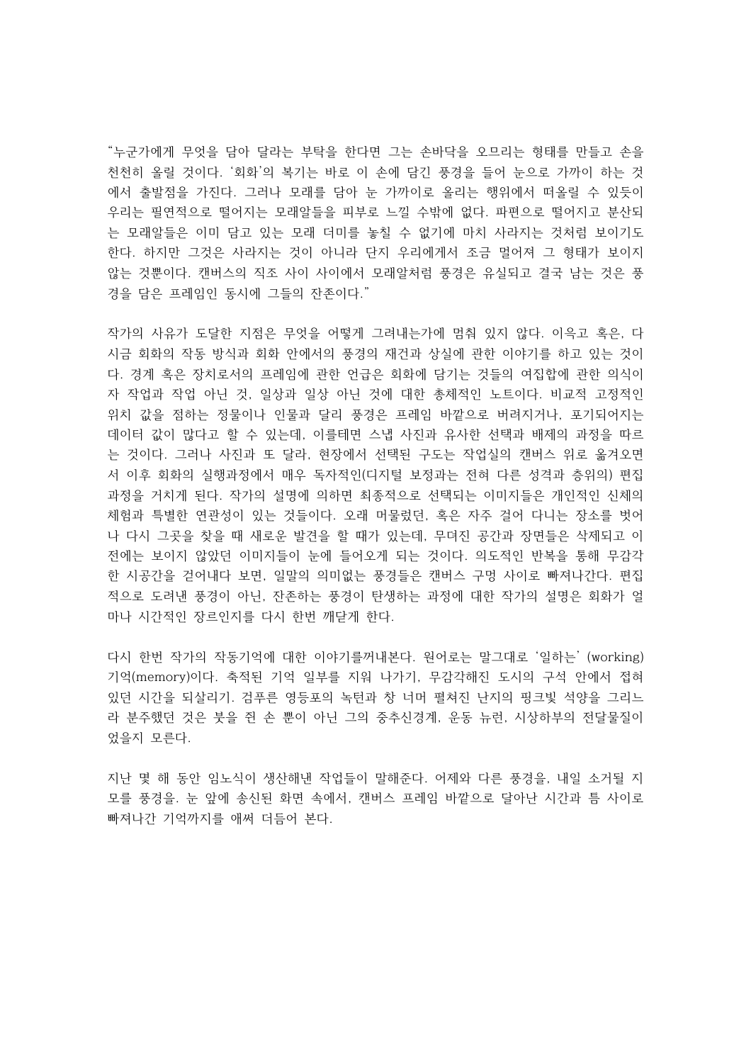"누군가에게 무엇을 담아 달라는 부탁을 한다면 그는 손바닥을 오므리는 형태를 만들고 손을 천천히 올릴 것이다. '회화'의 복기는 바로 이 손에 담긴 풍경을 들어 눈으로 가까이 하는 것에서 출발점을 가진다. 그러나 모래를 담아 눈 가까이로 올리는 행위에서 떠올릴 수 있듯이 우리는 필연적으로 떨어지는 모래알들을 피부로 느낄 수밖에 없다. 파편으로 떨어지고 분산되는 모래알들은 이미 담고 있는 모래 더미를 놓칠 수 없기에 마치 사라지는 것처럼 보이기도 한다. 하지만 그것은 사라지는 것이 아니라 단지 우리에게서 조금 멀어져 그 형태가 보이지 않는 것뿐이다. 캔버스의 직조 사이 사이에서 모래알처럼 풍경은 유실되고 결국 남는 것은 풍경을 담은 프레임인 동시에 그들의 잔존이다."

작가의 사유가 도달한 지점은 무엇을 어떻게 그려내는가에 멈춰 있지 않다. 이윽고 혹은, 다시금 회화의 작동 방식과 회화 안에서의 풍경의 재건과 상실에 관한 이야기를 하고 있는 것이다. 경계 혹은 장치로서의 프레임에 관한 언급은 회화에 담기는 것들의 여집합에 관한 의식이자 작업과 작업 아닌 것, 일상과 일상 아닌 것에 대한 총체적인 노트이다. 비교적 고정적인 위치 값을 점하는 정물이나 인물과 달리 풍경은 프레임 바깥으로 버려지거나, 포기되어지는 데이터 값이 많다고 할 수 있는데, 이를테면 스냅 사진과 유사한 선택과 배제의 과정을 따르는 것이다. 그러나 사진과 또 달라, 현장에서 선택된 구도는 작업실의 캔버스 위로 옮겨오면서 이후 회화의 실행과정에서 매우 독자적인(디지털 보정과는 전혀 다른 성격과 층위의) 편집 과정을 거치게 된다. 작가의 설명에 의하면 최종적으로 선택되는 이미지들은 개인적인 신체의 체험과 특별한 연관성이 있는 것들이다. 오래 머물렀던, 혹은 자주 걸어 다니는 장소를 벗어나 다시 그곳을 찾을 때 새로운 발견을 할 때가 있는데, 무뎌진 공간과 장면들은 삭제되고 이전에는 보이지 않았던 이미지들이 눈에 들어오게 되는 것이다. 의도적인 반복을 통해 무감각한 시공간을 걸어내다 보면, 일말의 의미없는 풍경들은 캔버스 구멍 사이로 빠져나간다. 편집적으로 도려낸 풍경이 아닌, 잔존하는 풍경이 탄생하는 과정에 대한 작가의 설명은 회화가 얼마나 시간적인 장르인지를 다시 한번 깨닫게 한다.

다시 한번 작가의 작동기억에 대한 이야기를꺼내본다. 원어로는 말그대로 '일하는' (working) 기억(memory)이다. 축적된 기억 일부를 지워 나가기, 무감각해진 도시의 구석 안에서 접혀있던 시간을 되살리기. 검푸른 영등포의 녹턴과 창 너머 펼쳐진 난지의 핑크빛 석양을 그리느라 분주했던 것은 붓을 쥔 손 뿐이 아닌 그의 중추신경계, 운동 뉴런, 시상하부의 전달물질이었을지 모른다.

지난 몇 해 동안 임노식이 생산해낸 작업들이 말해준다. 어제와 다른 풍경을, 내일 소거될 지모를 풍경을. 눈 앞에 송신된 화면 속에서, 캔버스 프레임 바깥으로 달아난 시간과 틈 사이로 빠져나간 기억까지를 애써 더듬어 본다.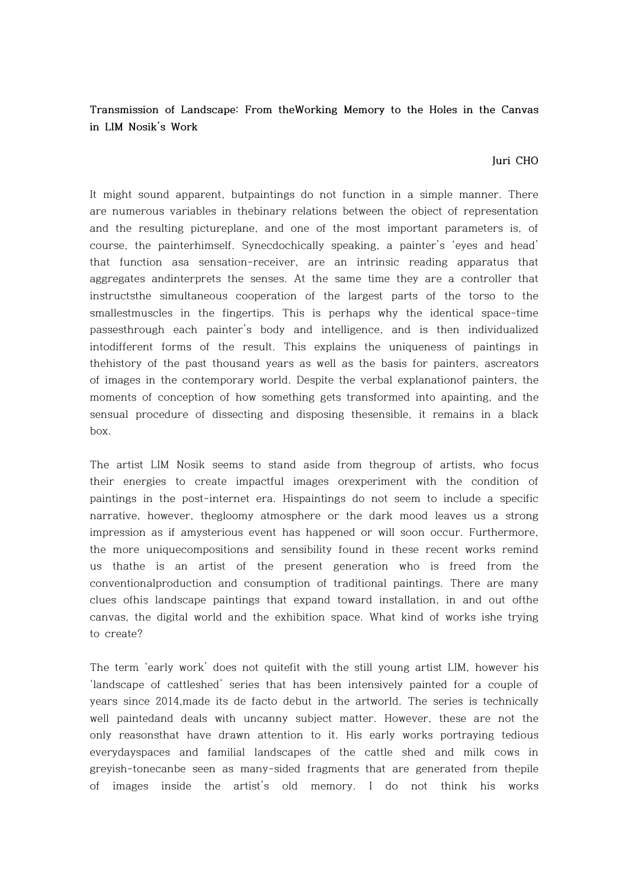**Transmission of Landscape: From theWorking Memory to the Holes in the Canvas in LIM Nosik's Work**

Juri CHO

It might sound apparent, butpaintings do not function in a simple manner. There are numerous variables in thebinary relations between the object of representation and the resulting pictureplane, and one of the most important parameters is, of course, the painterhimself. Synecdochically speaking, a painter's 'eyes and head' that function asa sensation-receiver, are an intrinsic reading apparatus that aggregates andinterprets the senses. At the same time they are a controller that instructsthe simultaneous cooperation of the largest parts of the torso to the smallestmuscles in the fingertips. This is perhaps why the identical space-time passesthrough each painter's body and intelligence, and is then individualized intodifferent forms of the result. This explains the uniqueness of paintings in thehistory of the past thousand years as well as the basis for painters, ascreators of images in the contemporary world. Despite the verbal explanationof painters, the moments of conception of how something gets transformed into apainting, and the sensual procedure of dissecting and disposing thesensible, it remains in a black box.

The artist LIM Nosik seems to stand aside from thegroup of artists, who focus their energies to create impactful images orexperiment with the condition of paintings in the post-internet era. Hispaintings do not seem to include a specific narrative, however, thegloomy atmosphere or the dark mood leaves us a strong impression as if amysterious event has happened or will soon occur. Furthermore, the more uniquecompositions and sensibility found in these recent works remind us thathe is an artist of the present generation who is freed from the conventionalproduction and consumption of traditional paintings. There are many clues ofhis landscape paintings that expand toward installation, in and out ofthe canvas, the digital world and the exhibition space. What kind of works ishe trying to create?

The term 'early work' does not quitefit with the still young artist LIM, however his 'landscape of cattleshed' series that has been intensively painted for a couple of years since 2014,made its de facto debut in the artworld. The series is technically well paintedand deals with uncanny subject matter. However, these are not the only reasonsthat have drawn attention to it. His early works portraying tedious everydayspaces and familial landscapes of the cattle shed and milk cows in greyish-tonecanbe seen as many-sided fragments that are generated from thepile of images inside the artist's old memory. I do not think his works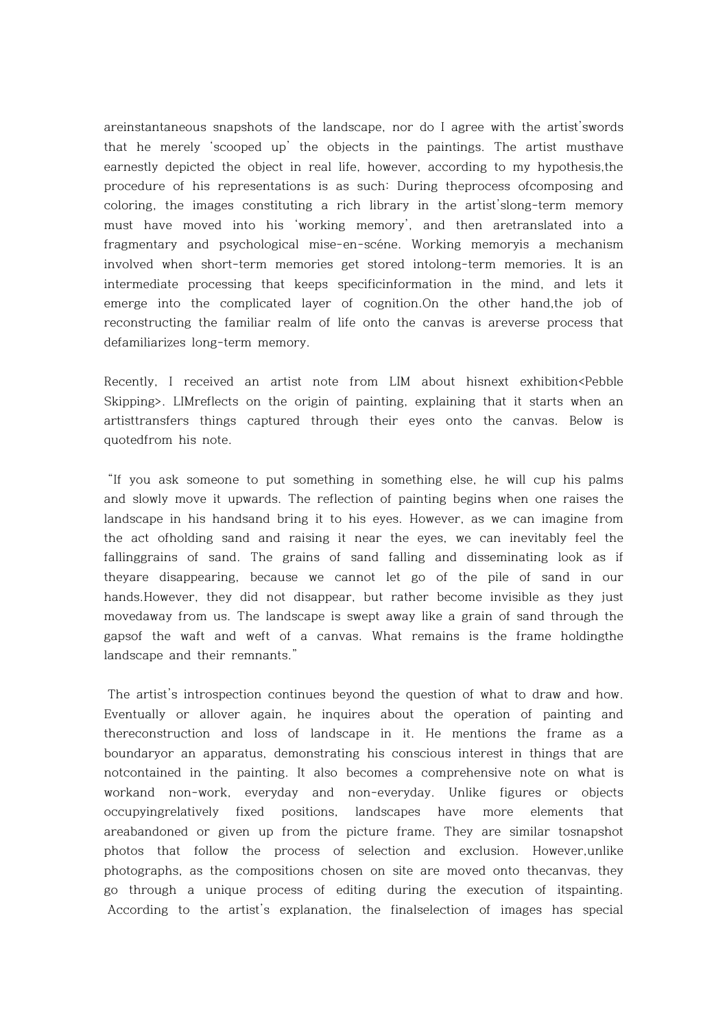areinstantaneous snapshots of the landscape, nor do I agree with the artist'swords that he merely 'scooped up' the objects in the paintings. The artist musthave earnestly depicted the object in real life, however, according to my hypothesis,the procedure of his representations is as such: During theprocess ofcomposing and coloring, the images constituting a rich library in the artist'slong-term memory must have moved into his 'working memory', and then aretranslated into a fragmentary and psychological mise-en-scéne. Working memoryis a mechanism involved when short-term memories get stored intolong-term memories. It is an intermediate processing that keeps specificinformation in the mind, and lets it emerge into the complicated layer of cognition.On the other hand,the job of reconstructing the familiar realm of life onto the canvas is areverse process that defamiliarizes long-term memory.

Recently, I received an artist note from LIM about hisnext exhibition<Pebble Skipping>. LIMreflects on the origin of painting, explaining that it starts when an artisttransfers things captured through their eyes onto the canvas. Below is quotedfrom his note.

"If you ask someone to put something in something else, he will cup his palms and slowly move it upwards. The reflection of painting begins when one raises the landscape in his handsand bring it to his eyes. However, as we can imagine from the act ofholding sand and raising it near the eyes, we can inevitably feel the fallinggrains of sand. The grains of sand falling and disseminating look as if theyare disappearing, because we cannot let go of the pile of sand in our hands.However, they did not disappear, but rather become invisible as they just movedaway from us. The landscape is swept away like a grain of sand through the gapsof the waft and weft of a canvas. What remains is the frame holdingthe landscape and their remnants."

The artist's introspection continues beyond the question of what to draw and how. Eventually or allover again, he inquires about the operation of painting and thereconstruction and loss of landscape in it. He mentions the frame as a boundaryor an apparatus, demonstrating his conscious interest in things that are notcontained in the painting. It also becomes a comprehensive note on what is workand non-work, everyday and non-everyday. Unlike figures or objects occupyingrelatively fixed positions, landscapes have more elements that areabandoned or given up from the picture frame. They are similar tosnapshot photos that follow the process of selection and exclusion. However,unlike photographs, as the compositions chosen on site are moved onto thecanvas, they go through a unique process of editing during the execution of itspainting. According to the artist's explanation, the finalselection of images has special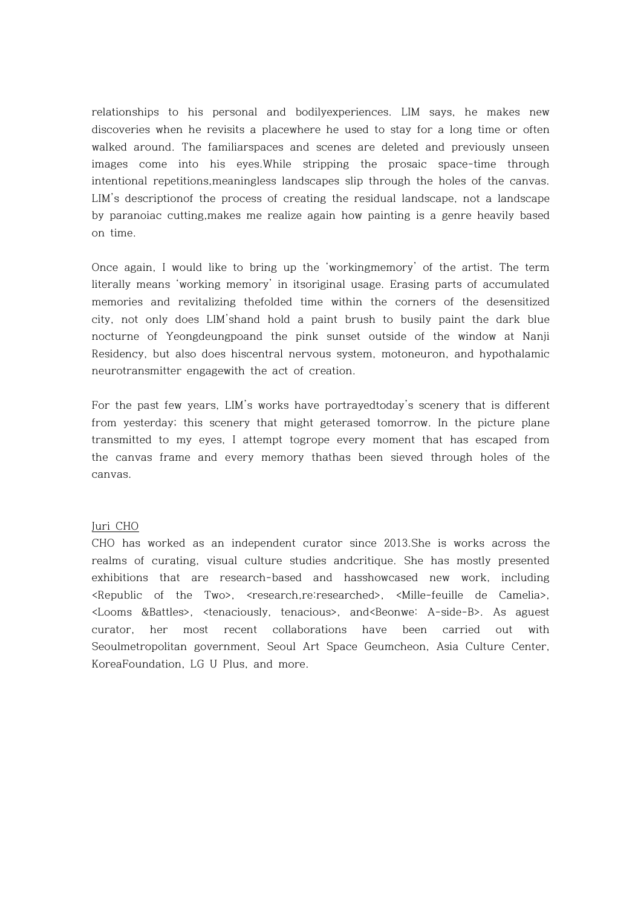relationships to his personal and bodilyexperiences. LIM says, he makes new discoveries when he revisits a placewhere he used to stay for a long time or often walked around. The familiarspaces and scenes are deleted and previously unseen images come into his eyes.While stripping the prosaic space-time through intentional repetitions,meaningless landscapes slip through the holes of the canvas. LIM's descriptionof the process of creating the residual landscape, not a landscape by paranoiac cutting,makes me realize again how painting is a genre heavily based on time.

Once again, I would like to bring up the 'workingmemory' of the artist. The term literally means 'working memory' in itsoriginal usage. Erasing parts of accumulated memories and revitalizing thefolded time within the corners of the desensitized city, not only does LIM'shand hold a paint brush to busily paint the dark blue nocturne of Yeongdeungpoand the pink sunset outside of the window at Nanji Residency, but also does hiscentral nervous system, motoneuron, and hypothalamic neurotransmitter engagewith the act of creation.

For the past few years, LIM's works have portrayedtoday's scenery that is different from yesterday; this scenery that might geterased tomorrow. In the picture plane transmitted to my eyes, I attempt togrope every moment that has escaped from the canvas frame and every memory thathas been sieved through holes of the canvas.

Juri CHO

CHO has worked as an independent curator since 2013.She is works across the realms of curating, visual culture studies andcritique. She has mostly presented exhibitions that are research-based and hasshowcased new work, including <Republic of the Two>, <research,re:researched>, <Mille-feuille de Camelia>, <Looms &Battles>, <tenaciously, tenacious>, and<Beonwe: A-side-B>. As aguest curator, her most recent collaborations have been carried out with Seoulmetropolitan government, Seoul Art Space Geumcheon, Asia Culture Center, KoreaFoundation, LG U Plus, and more.